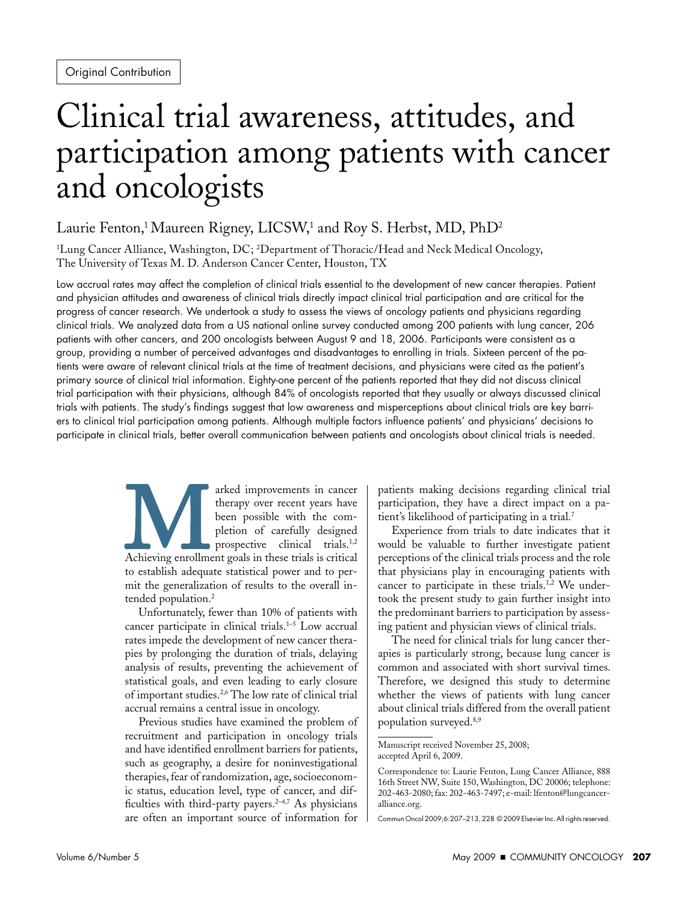Original Contribution

# Clinical trial awareness, attitudes, and participation among patients with cancer and oncologists

Laurie Fenton,[1] Maureen Rigney, LICSW,[1] and Roy S. Herbst, MD, PhD[2]

[1]Lung Cancer Alliance, Washington, DC; [2]Department of Thoracic/Head and Neck Medical Oncology, The University of Texas M. D. Anderson Cancer Center, Houston, TX

Low accrual rates may affect the completion of clinical trials essential to the development of new cancer therapies. Patient and physician attitudes and awareness of clinical trials directly impact clinical trial participation and are critical for the progress of cancer research. We undertook a study to assess the views of oncology patients and physicians regarding clinical trials. We analyzed data from a US national online survey conducted among 200 patients with lung cancer, 206 patients with other cancers, and 200 oncologists between August 9 and 18, 2006. Participants were consistent as a group, providing a number of perceived advantages and disadvantages to enrolling in trials. Sixteen percent of the patients were aware of relevant clinical trials at the time of treatment decisions, and physicians were cited as the patient's primary source of clinical trial information. Eighty-one percent of the patients reported that they did not discuss clinical trial participation with their physicians, although 84% of oncologists reported that they usually or always discussed clinical trials with patients. The study's findings suggest that low awareness and misperceptions about clinical trials are key barriers to clinical trial participation among patients. Although multiple factors influence patients' and physicians' decisions to participate in clinical trials, better overall communication between patients and oncologists about clinical trials is needed.

Marked improvements in cancer therapy over recent years have been possible with the completion of carefully designed prospective clinical trials.[1,2] Achieving enrollment goals in these trials is critical to establish adequate statistical power and to permit the generalization of results to the overall intended population.[2]

Unfortunately, fewer than 10% of patients with cancer participate in clinical trials.[1–5] Low accrual rates impede the development of new cancer therapies by prolonging the duration of trials, delaying analysis of results, preventing the achievement of statistical goals, and even leading to early closure of important studies.[2,6] The low rate of clinical trial accrual remains a central issue in oncology.

Previous studies have examined the problem of recruitment and participation in oncology trials and have identified enrollment barriers for patients, such as geography, a desire for noninvestigational therapies, fear of randomization, age, socioeconomic status, education level, type of cancer, and difficulties with third-party payers.[2–4,7] As physicians are often an important source of information for patients making decisions regarding clinical trial participation, they have a direct impact on a patient's likelihood of participating in a trial.[7]

Experience from trials to date indicates that it would be valuable to further investigate patient perceptions of the clinical trials process and the role that physicians play in encouraging patients with cancer to participate in these trials.[1,2] We undertook the present study to gain further insight into the predominant barriers to participation by assessing patient and physician views of clinical trials.

The need for clinical trials for lung cancer therapies is particularly strong, because lung cancer is common and associated with short survival times. Therefore, we designed this study to determine whether the views of patients with lung cancer about clinical trials differed from the overall patient population surveyed.[8,9]

Manuscript received November 25, 2008; accepted April 6, 2009.

Correspondence to: Laurie Fenton, Lung Cancer Alliance, 888 16th Street NW, Suite 150, Washington, DC 20006; telephone: 202-463-2080; fax: 202-463-7497; e-mail: lfenton@lungcanceralliance.org.

Commun Oncol 2009;6:207–213, 228 © 2009 Elsevier Inc. All rights reserved.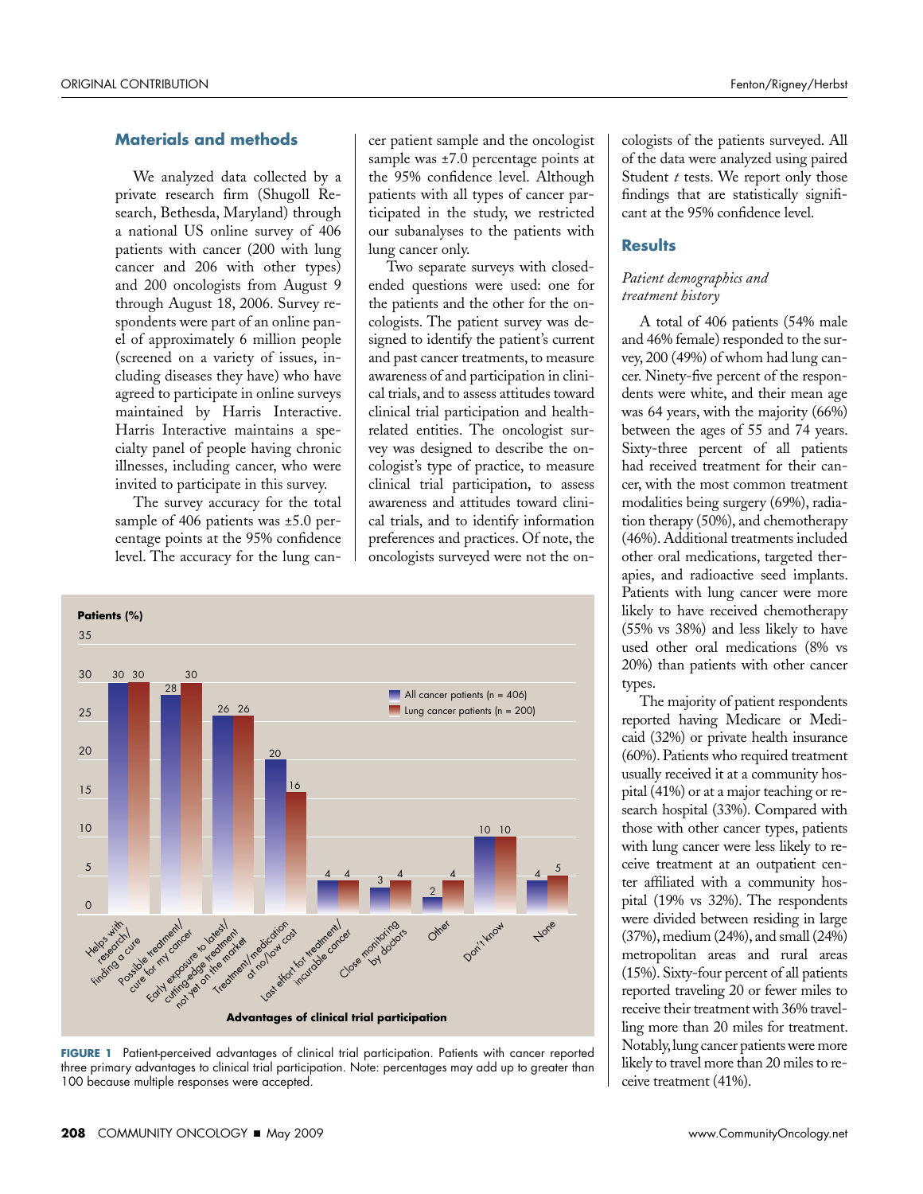## Materials and methods

We analyzed data collected by a private research firm (Shugoll Research, Bethesda, Maryland) through a national US online survey of 406 patients with cancer (200 with lung cancer and 206 with other types) and 200 oncologists from August 9 through August 18, 2006. Survey respondents were part of an online panel of approximately 6 million people (screened on a variety of issues, including diseases they have) who have agreed to participate in online surveys maintained by Harris Interactive. Harris Interactive maintains a specialty panel of people having chronic illnesses, including cancer, who were invited to participate in this survey.

The survey accuracy for the total sample of 406 patients was ±5.0 percentage points at the 95% confidence level. The accuracy for the lung cancer patient sample and the oncologist sample was ±7.0 percentage points at the 95% confidence level. Although patients with all types of cancer participated in the study, we restricted our subanalyses to the patients with lung cancer only.

Two separate surveys with closed-ended questions were used: one for the patients and the other for the oncologists. The patient survey was designed to identify the patient's current and past cancer treatments, to measure awareness of and participation in clinical trials, and to assess attitudes toward clinical trial participation and health-related entities. The oncologist survey was designed to describe the oncologist's type of practice, to measure clinical trial participation, to assess awareness and attitudes toward clinical trials, and to identify information preferences and practices. Of note, the oncologists surveyed were not the oncologists of the patients surveyed. All of the data were analyzed using paired Student *t* tests. We report only those findings that are statistically significant at the 95% confidence level.

## Results

### *Patient demographics and treatment history*

A total of 406 patients (54% male and 46% female) responded to the survey, 200 (49%) of whom had lung cancer. Ninety-five percent of the respondents were white, and their mean age was 64 years, with the majority (66%) between the ages of 55 and 74 years. Sixty-three percent of all patients had received treatment for their cancer, with the most common treatment modalities being surgery (69%), radiation therapy (50%), and chemotherapy (46%). Additional treatments included other oral medications, targeted therapies, and radioactive seed implants. Patients with lung cancer were more likely to have received chemotherapy (55% vs 38%) and less likely to have used other oral medications (8% vs 20%) than patients with other cancer types.

The majority of patient respondents reported having Medicare or Medicaid (32%) or private health insurance (60%). Patients who required treatment usually received it at a community hospital (41%) or at a major teaching or research hospital (33%). Compared with those with other cancer types, patients with lung cancer were less likely to receive treatment at an outpatient center affiliated with a community hospital (19% vs 32%). The respondents were divided between residing in large (37%), medium (24%), and small (24%) metropolitan areas and rural areas (15%). Sixty-four percent of all patients reported traveling 20 or fewer miles to receive their treatment with 36% travelling more than 20 miles for treatment. Notably, lung cancer patients were more likely to travel more than 20 miles to receive treatment (41%).

| Advantages of clinical trial participation | All cancer patients (n = 406) (%) | Lung cancer patients (n = 200) (%) |
|---|---|---|
| Helps with research/finding a cure | 30 | 30 |
| Possible treatment/cure for my cancer | 28 | 30 |
| Early exposure to latest/cutting-edge treatment not yet on the market | 26 | 26 |
| Treatment/medication at no/low cost | 20 | 16 |
| Last effort for treatment/incurable cancer | 4 | 4 |
| Close monitoring by doctors | 3 | 4 |
| Other | 2 | 4 |
| Don't know | 10 | 10 |
| None | 4 | 5 |

**FIGURE 1** Patient-perceived advantages of clinical trial participation. Patients with cancer reported three primary advantages to clinical trial participation. Note: percentages may add up to greater than 100 because multiple responses were accepted.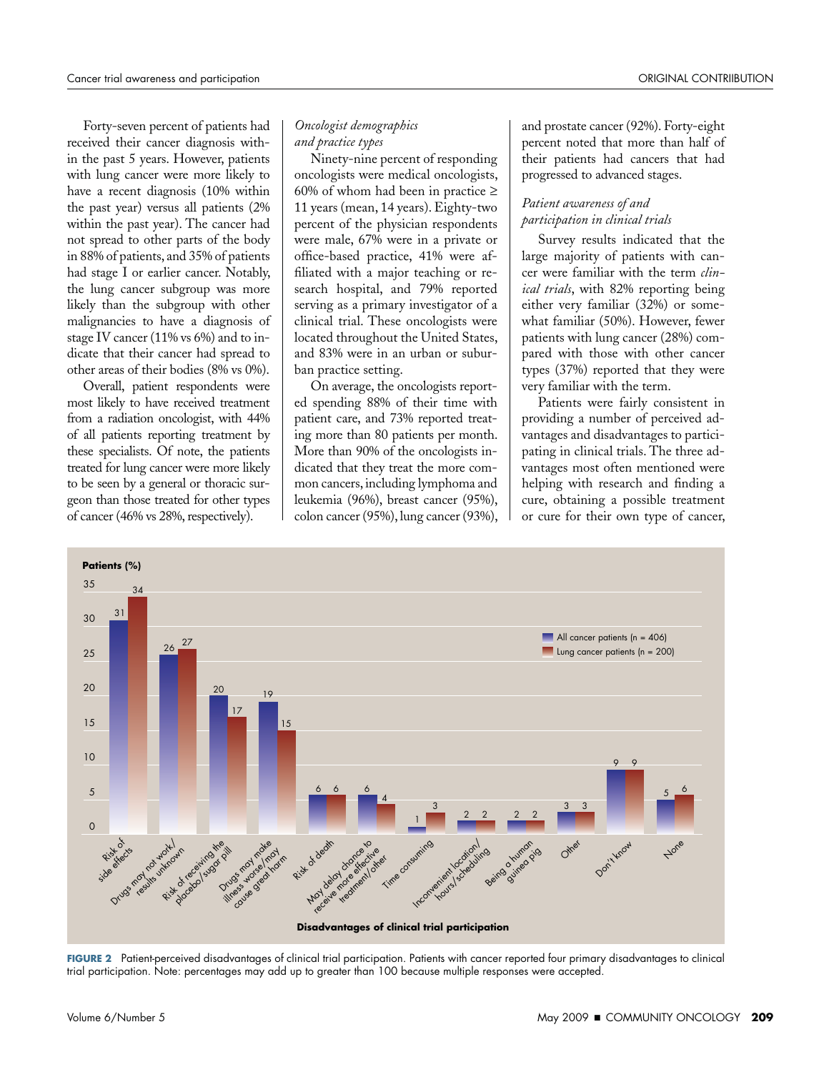Forty-seven percent of patients had received their cancer diagnosis within the past 5 years. However, patients with lung cancer were more likely to have a recent diagnosis (10% within the past year) versus all patients (2% within the past year). The cancer had not spread to other parts of the body in 88% of patients, and 35% of patients had stage I or earlier cancer. Notably, the lung cancer subgroup was more likely than the subgroup with other malignancies to have a diagnosis of stage IV cancer (11% vs 6%) and to indicate that their cancer had spread to other areas of their bodies (8% vs 0%).

Overall, patient respondents were most likely to have received treatment from a radiation oncologist, with 44% of all patients reporting treatment by these specialists. Of note, the patients treated for lung cancer were more likely to be seen by a general or thoracic surgeon than those treated for other types of cancer (46% vs 28%, respectively).

*Oncologist demographics and practice types*

Ninety-nine percent of responding oncologists were medical oncologists, 60% of whom had been in practice ≥ 11 years (mean, 14 years). Eighty-two percent of the physician respondents were male, 67% were in a private or office-based practice, 41% were affiliated with a major teaching or research hospital, and 79% reported serving as a primary investigator of a clinical trial. These oncologists were located throughout the United States, and 83% were in an urban or suburban practice setting.

On average, the oncologists reported spending 88% of their time with patient care, and 73% reported treating more than 80 patients per month. More than 90% of the oncologists indicated that they treat the more common cancers, including lymphoma and leukemia (96%), breast cancer (95%), colon cancer (95%), lung cancer (93%), and prostate cancer (92%). Forty-eight percent noted that more than half of their patients had cancers that had progressed to advanced stages.

*Patient awareness of and participation in clinical trials*

Survey results indicated that the large majority of patients with cancer were familiar with the term *clinical trials*, with 82% reporting being either very familiar (32%) or somewhat familiar (50%). However, fewer patients with lung cancer (28%) compared with those with other cancer types (37%) reported that they were very familiar with the term.

Patients were fairly consistent in providing a number of perceived advantages and disadvantages to participating in clinical trials. The three advantages most often mentioned were helping with research and finding a cure, obtaining a possible treatment or cure for their own type of cancer,

| Disadvantages of clinical trial participation | All cancer patients (n = 406) (%) | Lung cancer patients (n = 200) (%) |
|---|---|---|
| Risk of side effects | 31 | 34 |
| Drugs may not work/results unknown | 26 | 27 |
| Risk of receiving the placebo/sugar pill | 20 | 17 |
| Drugs may make illness worse/may cause great harm | 19 | 15 |
| Risk of death | 6 | 6 |
| May delay chance to receive more effective treatment/other | 6 | 4 |
| Time consuming | 1 | 3 |
| Inconvenient location/hours/scheduling | 2 | 2 |
| Being a human guinea pig | 2 | 2 |
| Other | 3 | 3 |
| Don't know | 9 | 9 |
| None | 5 | 6 |

**FIGURE 2** Patient-perceived disadvantages of clinical trial participation. Patients with cancer reported four primary disadvantages to clinical trial participation. Note: percentages may add up to greater than 100 because multiple responses were accepted.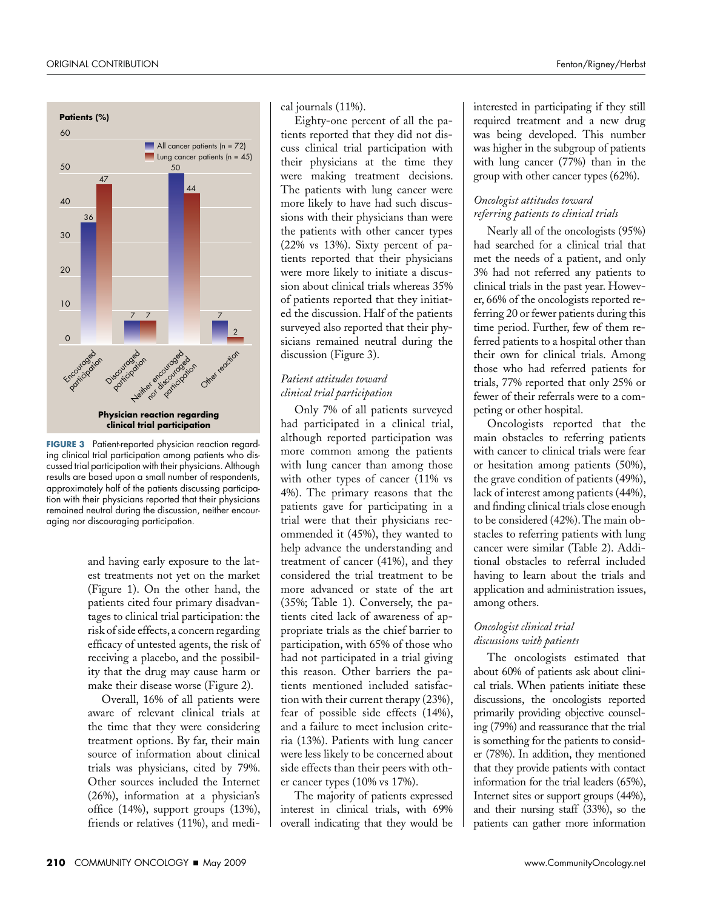**FIGURE 3** Patient-reported physician reaction regarding clinical trial participation among patients who discussed trial participation with their physicians. Although results are based upon a small number of respondents, approximately half of the patients discussing participation with their physicians reported that their physicians remained neutral during the discussion, neither encouraging nor discouraging participation.

and having early exposure to the latest treatments not yet on the market (Figure 1). On the other hand, the patients cited four primary disadvantages to clinical trial participation: the risk of side effects, a concern regarding efficacy of untested agents, the risk of receiving a placebo, and the possibility that the drug may cause harm or make their disease worse (Figure 2).

Overall, 16% of all patients were aware of relevant clinical trials at the time that they were considering treatment options. By far, their main source of information about clinical trials was physicians, cited by 79%. Other sources included the Internet (26%), information at a physician's office (14%), support groups (13%), friends or relatives (11%), and medical journals (11%).

Eighty-one percent of all the patients reported that they did not discuss clinical trial participation with their physicians at the time they were making treatment decisions. The patients with lung cancer were more likely to have had such discussions with their physicians than were the patients with other cancer types (22% vs 13%). Sixty percent of patients reported that their physicians were more likely to initiate a discussion about clinical trials whereas 35% of patients reported that they initiated the discussion. Half of the patients surveyed also reported that their physicians remained neutral during the discussion (Figure 3).

### *Patient attitudes toward clinical trial participation*

Only 7% of all patients surveyed had participated in a clinical trial, although reported participation was more common among the patients with lung cancer than among those with other types of cancer (11% vs 4%). The primary reasons that the patients gave for participating in a trial were that their physicians recommended it (45%), they wanted to help advance the understanding and treatment of cancer (41%), and they considered the trial treatment to be more advanced or state of the art (35%; Table 1). Conversely, the patients cited lack of awareness of appropriate trials as the chief barrier to participation, with 65% of those who had not participated in a trial giving this reason. Other barriers the patients mentioned included satisfaction with their current therapy (23%), fear of possible side effects (14%), and a failure to meet inclusion criteria (13%). Patients with lung cancer were less likely to be concerned about side effects than their peers with other cancer types (10% vs 17%).

The majority of patients expressed interest in clinical trials, with 69% overall indicating that they would be interested in participating if they still required treatment and a new drug was being developed. This number was higher in the subgroup of patients with lung cancer (77%) than in the group with other cancer types (62%).

### *Oncologist attitudes toward referring patients to clinical trials*

Nearly all of the oncologists (95%) had searched for a clinical trial that met the needs of a patient, and only 3% had not referred any patients to clinical trials in the past year. However, 66% of the oncologists reported referring 20 or fewer patients during this time period. Further, few of them referred patients to a hospital other than their own for clinical trials. Among those who had referred patients for trials, 77% reported that only 25% or fewer of their referrals were to a competing or other hospital.

Oncologists reported that the main obstacles to referring patients with cancer to clinical trials were fear or hesitation among patients (50%), the grave condition of patients (49%), lack of interest among patients (44%), and finding clinical trials close enough to be considered (42%). The main obstacles to referring patients with lung cancer were similar (Table 2). Additional obstacles to referral included having to learn about the trials and application and administration issues, among others.

### *Oncologist clinical trial discussions with patients*

The oncologists estimated that about 60% of patients ask about clinical trials. When patients initiate these discussions, the oncologists reported primarily providing objective counseling (79%) and reassurance that the trial is something for the patients to consider (78%). In addition, they mentioned that they provide patients with contact information for the trial leaders (65%), Internet sites or support groups (44%), and their nursing staff (33%), so the patients can gather more information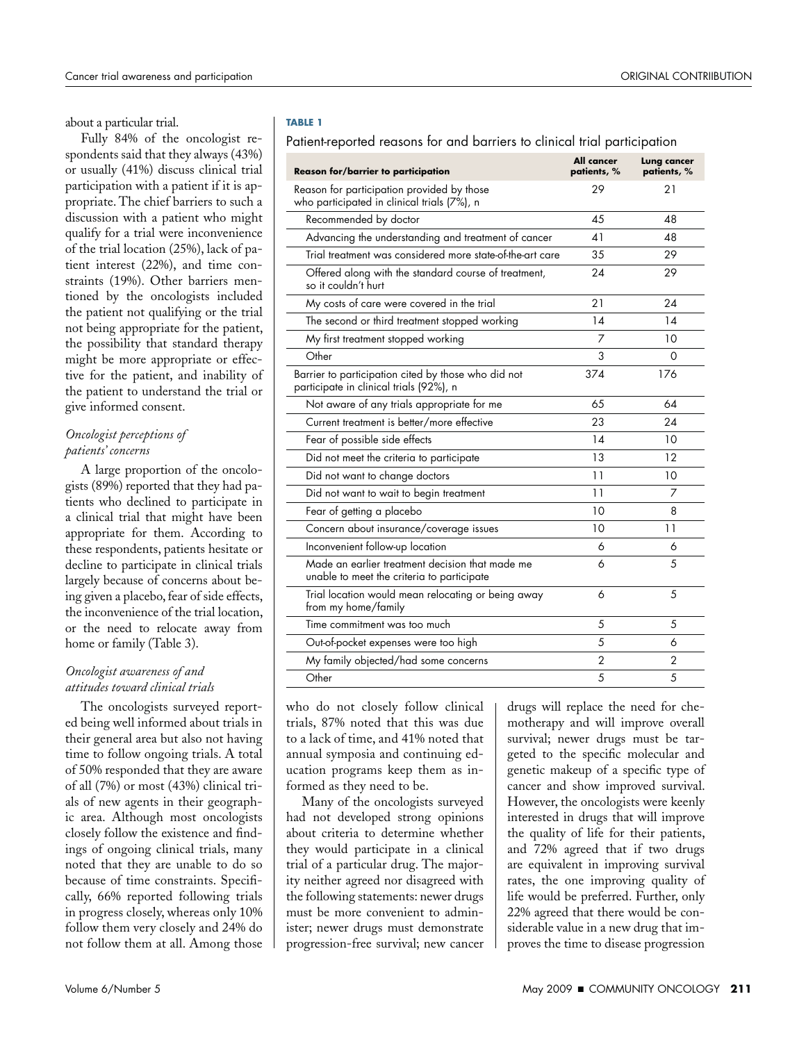about a particular trial.

Fully 84% of the oncologist respondents said that they always (43%) or usually (41%) discuss clinical trial participation with a patient if it is appropriate. The chief barriers to such a discussion with a patient who might qualify for a trial were inconvenience of the trial location (25%), lack of patient interest (22%), and time constraints (19%). Other barriers mentioned by the oncologists included the patient not qualifying or the trial not being appropriate for the patient, the possibility that standard therapy might be more appropriate or effective for the patient, and inability of the patient to understand the trial or give informed consent.

### *Oncologist perceptions of patients' concerns*

A large proportion of the oncologists (89%) reported that they had patients who declined to participate in a clinical trial that might have been appropriate for them. According to these respondents, patients hesitate or decline to participate in clinical trials largely because of concerns about being given a placebo, fear of side effects, the inconvenience of the trial location, or the need to relocate away from home or family (Table 3).

### *Oncologist awareness of and attitudes toward clinical trials*

The oncologists surveyed reported being well informed about trials in their general area but also not having time to follow ongoing trials. A total of 50% responded that they are aware of all (7%) or most (43%) clinical trials of new agents in their geographic area. Although most oncologists closely follow the existence and findings of ongoing clinical trials, many noted that they are unable to do so because of time constraints. Specifically, 66% reported following trials in progress closely, whereas only 10% follow them very closely and 24% do not follow them at all. Among those who do not closely follow clinical trials, 87% noted that this was due to a lack of time, and 41% noted that annual symposia and continuing education programs keep them as informed as they need to be.

Many of the oncologists surveyed had not developed strong opinions about criteria to determine whether they would participate in a clinical trial of a particular drug. The majority neither agreed nor disagreed with the following statements: newer drugs must be more convenient to administer; newer drugs must demonstrate progression-free survival; new cancer drugs will replace the need for chemotherapy and will improve overall survival; newer drugs must be targeted to the specific molecular and genetic makeup of a specific type of cancer and show improved survival. However, the oncologists were keenly interested in drugs that will improve the quality of life for their patients, and 72% agreed that if two drugs are equivalent in improving survival rates, the one improving quality of life would be preferred. Further, only 22% agreed that there would be considerable value in a new drug that improves the time to disease progression

**TABLE 1**

Patient-reported reasons for and barriers to clinical trial participation

| Reason for/barrier to participation | All cancer patients, % | Lung cancer patients, % |
|---|---|---|
| Reason for participation provided by those who participated in clinical trials (7%), n | 29 | 21 |
| Recommended by doctor | 45 | 48 |
| Advancing the understanding and treatment of cancer | 41 | 48 |
| Trial treatment was considered more state-of-the-art care | 35 | 29 |
| Offered along with the standard course of treatment, so it couldn't hurt | 24 | 29 |
| My costs of care were covered in the trial | 21 | 24 |
| The second or third treatment stopped working | 14 | 14 |
| My first treatment stopped working | 7 | 10 |
| Other | 3 | 0 |
| Barrier to participation cited by those who did not participate in clinical trials (92%), n | 374 | 176 |
| Not aware of any trials appropriate for me | 65 | 64 |
| Current treatment is better/more effective | 23 | 24 |
| Fear of possible side effects | 14 | 10 |
| Did not meet the criteria to participate | 13 | 12 |
| Did not want to change doctors | 11 | 10 |
| Did not want to wait to begin treatment | 11 | 7 |
| Fear of getting a placebo | 10 | 8 |
| Concern about insurance/coverage issues | 10 | 11 |
| Inconvenient follow-up location | 6 | 6 |
| Made an earlier treatment decision that made me unable to meet the criteria to participate | 6 | 5 |
| Trial location would mean relocating or being away from my home/family | 6 | 5 |
| Time commitment was too much | 5 | 5 |
| Out-of-pocket expenses were too high | 5 | 6 |
| My family objected/had some concerns | 2 | 2 |
| Other | 5 | 5 |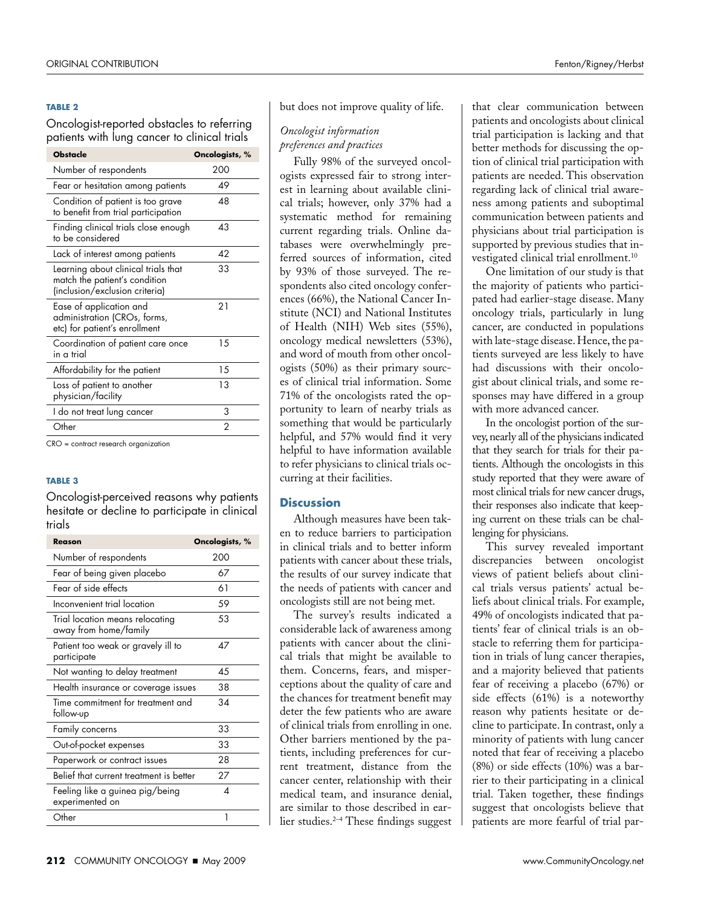**TABLE 2**

Oncologist-reported obstacles to referring patients with lung cancer to clinical trials

| Obstacle | Oncologists, % |
|---|---|
| Number of respondents | 200 |
| Fear or hesitation among patients | 49 |
| Condition of patient is too grave to benefit from trial participation | 48 |
| Finding clinical trials close enough to be considered | 43 |
| Lack of interest among patients | 42 |
| Learning about clinical trials that match the patient's condition (inclusion/exclusion criteria) | 33 |
| Ease of application and administration (CROs, forms, etc) for patient's enrollment | 21 |
| Coordination of patient care once in a trial | 15 |
| Affordability for the patient | 15 |
| Loss of patient to another physician/facility | 13 |
| I do not treat lung cancer | 3 |
| Other | 2 |

CRO = contract research organization

**TABLE 3**

Oncologist-perceived reasons why patients hesitate or decline to participate in clinical trials

| Reason | Oncologists, % |
|---|---|
| Number of respondents | 200 |
| Fear of being given placebo | 67 |
| Fear of side effects | 61 |
| Inconvenient trial location | 59 |
| Trial location means relocating away from home/family | 53 |
| Patient too weak or gravely ill to participate | 47 |
| Not wanting to delay treatment | 45 |
| Health insurance or coverage issues | 38 |
| Time commitment for treatment and follow-up | 34 |
| Family concerns | 33 |
| Out-of-pocket expenses | 33 |
| Paperwork or contract issues | 28 |
| Belief that current treatment is better | 27 |
| Feeling like a guinea pig/being experimented on | 4 |
| Other | 1 |

but does not improve quality of life.

*Oncologist information preferences and practices*

Fully 98% of the surveyed oncologists expressed fair to strong interest in learning about available clinical trials; however, only 37% had a systematic method for remaining current regarding trials. Online databases were overwhelmingly preferred sources of information, cited by 93% of those surveyed. The respondents also cited oncology conferences (66%), the National Cancer Institute (NCI) and National Institutes of Health (NIH) Web sites (55%), oncology medical newsletters (53%), and word of mouth from other oncologists (50%) as their primary sources of clinical trial information. Some 71% of the oncologists rated the opportunity to learn of nearby trials as something that would be particularly helpful, and 57% would find it very helpful to have information available to refer physicians to clinical trials occurring at their facilities.

## Discussion

Although measures have been taken to reduce barriers to participation in clinical trials and to better inform patients with cancer about these trials, the results of our survey indicate that the needs of patients with cancer and oncologists still are not being met.

The survey's results indicated a considerable lack of awareness among patients with cancer about the clinical trials that might be available to them. Concerns, fears, and misperceptions about the quality of care and the chances for treatment benefit may deter the few patients who are aware of clinical trials from enrolling in one. Other barriers mentioned by the patients, including preferences for current treatment, distance from the cancer center, relationship with their medical team, and insurance denial, are similar to those described in earlier studies.[2–4] These findings suggest that clear communication between patients and oncologists about clinical trial participation is lacking and that better methods for discussing the option of clinical trial participation with patients are needed. This observation regarding lack of clinical trial awareness among patients and suboptimal communication between patients and physicians about trial participation is supported by previous studies that investigated clinical trial enrollment.[10]

One limitation of our study is that the majority of patients who participated had earlier-stage disease. Many oncology trials, particularly in lung cancer, are conducted in populations with late-stage disease. Hence, the patients surveyed are less likely to have had discussions with their oncologist about clinical trials, and some responses may have differed in a group with more advanced cancer.

In the oncologist portion of the survey, nearly all of the physicians indicated that they search for trials for their patients. Although the oncologists in this study reported that they were aware of most clinical trials for new cancer drugs, their responses also indicate that keeping current on these trials can be challenging for physicians.

This survey revealed important discrepancies between oncologist views of patient beliefs about clinical trials versus patients' actual beliefs about clinical trials. For example, 49% of oncologists indicated that patients' fear of clinical trials is an obstacle to referring them for participation in trials of lung cancer therapies, and a majority believed that patients fear of receiving a placebo (67%) or side effects (61%) is a noteworthy reason why patients hesitate or decline to participate. In contrast, only a minority of patients with lung cancer noted that fear of receiving a placebo (8%) or side effects (10%) was a barrier to their participating in a clinical trial. Taken together, these findings suggest that oncologists believe that patients are more fearful of trial par-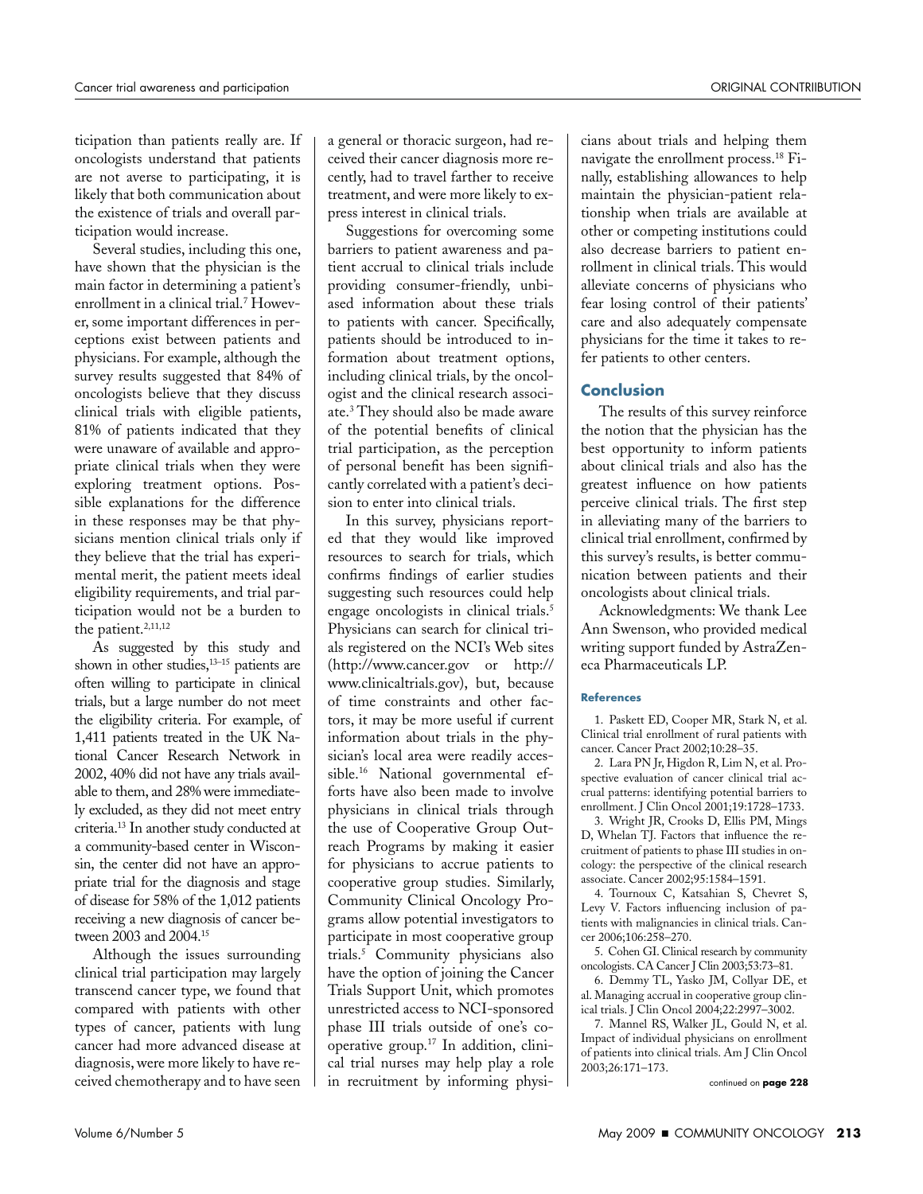ticipation than patients really are. If oncologists understand that patients are not averse to participating, it is likely that both communication about the existence of trials and overall participation would increase.

Several studies, including this one, have shown that the physician is the main factor in determining a patient's enrollment in a clinical trial.[7] However, some important differences in perceptions exist between patients and physicians. For example, although the survey results suggested that 84% of oncologists believe that they discuss clinical trials with eligible patients, 81% of patients indicated that they were unaware of available and appropriate clinical trials when they were exploring treatment options. Possible explanations for the difference in these responses may be that physicians mention clinical trials only if they believe that the trial has experimental merit, the patient meets ideal eligibility requirements, and trial participation would not be a burden to the patient.[2,11,12]

As suggested by this study and shown in other studies,[13–15] patients are often willing to participate in clinical trials, but a large number do not meet the eligibility criteria. For example, of 1,411 patients treated in the UK National Cancer Research Network in 2002, 40% did not have any trials available to them, and 28% were immediately excluded, as they did not meet entry criteria.[13] In another study conducted at a community-based center in Wisconsin, the center did not have an appropriate trial for the diagnosis and stage of disease for 58% of the 1,012 patients receiving a new diagnosis of cancer between 2003 and 2004.[15]

Although the issues surrounding clinical trial participation may largely transcend cancer type, we found that compared with patients with other types of cancer, patients with lung cancer had more advanced disease at diagnosis, were more likely to have received chemotherapy and to have seen a general or thoracic surgeon, had received their cancer diagnosis more recently, had to travel farther to receive treatment, and were more likely to express interest in clinical trials.

Suggestions for overcoming some barriers to patient awareness and patient accrual to clinical trials include providing consumer-friendly, unbiased information about these trials to patients with cancer. Specifically, patients should be introduced to information about treatment options, including clinical trials, by the oncologist and the clinical research associate.[3] They should also be made aware of the potential benefits of clinical trial participation, as the perception of personal benefit has been significantly correlated with a patient's decision to enter into clinical trials.

In this survey, physicians reported that they would like improved resources to search for trials, which confirms findings of earlier studies suggesting such resources could help engage oncologists in clinical trials.[5] Physicians can search for clinical trials registered on the NCI's Web sites (http://www.cancer.gov or http://www.clinicaltrials.gov), but, because of time constraints and other factors, it may be more useful if current information about trials in the physician's local area were readily accessible.[16] National governmental efforts have also been made to involve physicians in clinical trials through the use of Cooperative Group Outreach Programs by making it easier for physicians to accrue patients to cooperative group studies. Similarly, Community Clinical Oncology Programs allow potential investigators to participate in most cooperative group trials.[5] Community physicians also have the option of joining the Cancer Trials Support Unit, which promotes unrestricted access to NCI-sponsored phase III trials outside of one's cooperative group.[17] In addition, clinical trial nurses may help play a role in recruitment by informing physicians about trials and helping them navigate the enrollment process.[18] Finally, establishing allowances to help maintain the physician-patient relationship when trials are available at other or competing institutions could also decrease barriers to patient enrollment in clinical trials. This would alleviate concerns of physicians who fear losing control of their patients' care and also adequately compensate physicians for the time it takes to refer patients to other centers.

## Conclusion

The results of this survey reinforce the notion that the physician has the best opportunity to inform patients about clinical trials and also has the greatest influence on how patients perceive clinical trials. The first step in alleviating many of the barriers to clinical trial enrollment, confirmed by this survey's results, is better communication between patients and their oncologists about clinical trials.

Acknowledgments: We thank Lee Ann Swenson, who provided medical writing support funded by AstraZeneca Pharmaceuticals LP.

### References

1. Paskett ED, Cooper MR, Stark N, et al. Clinical trial enrollment of rural patients with cancer. Cancer Pract 2002;10:28–35.
2. Lara PN Jr, Higdon R, Lim N, et al. Prospective evaluation of cancer clinical trial accrual patterns: identifying potential barriers to enrollment. J Clin Oncol 2001;19:1728–1733.
3. Wright JR, Crooks D, Ellis PM, Mings D, Whelan TJ. Factors that influence the recruitment of patients to phase III studies in oncology: the perspective of the clinical research associate. Cancer 2002;95:1584–1591.
4. Tournoux C, Katsahian S, Chevret S, Levy V. Factors influencing inclusion of patients with malignancies in clinical trials. Cancer 2006;106:258–270.
5. Cohen GI. Clinical research by community oncologists. CA Cancer J Clin 2003;53:73–81.
6. Demmy TL, Yasko JM, Collyar DE, et al. Managing accrual in cooperative group clinical trials. J Clin Oncol 2004;22:2997–3002.
7. Mannel RS, Walker JL, Gould N, et al. Impact of individual physicians on enrollment of patients into clinical trials. Am J Clin Oncol 2003;26:171–173.

continued on **page 228**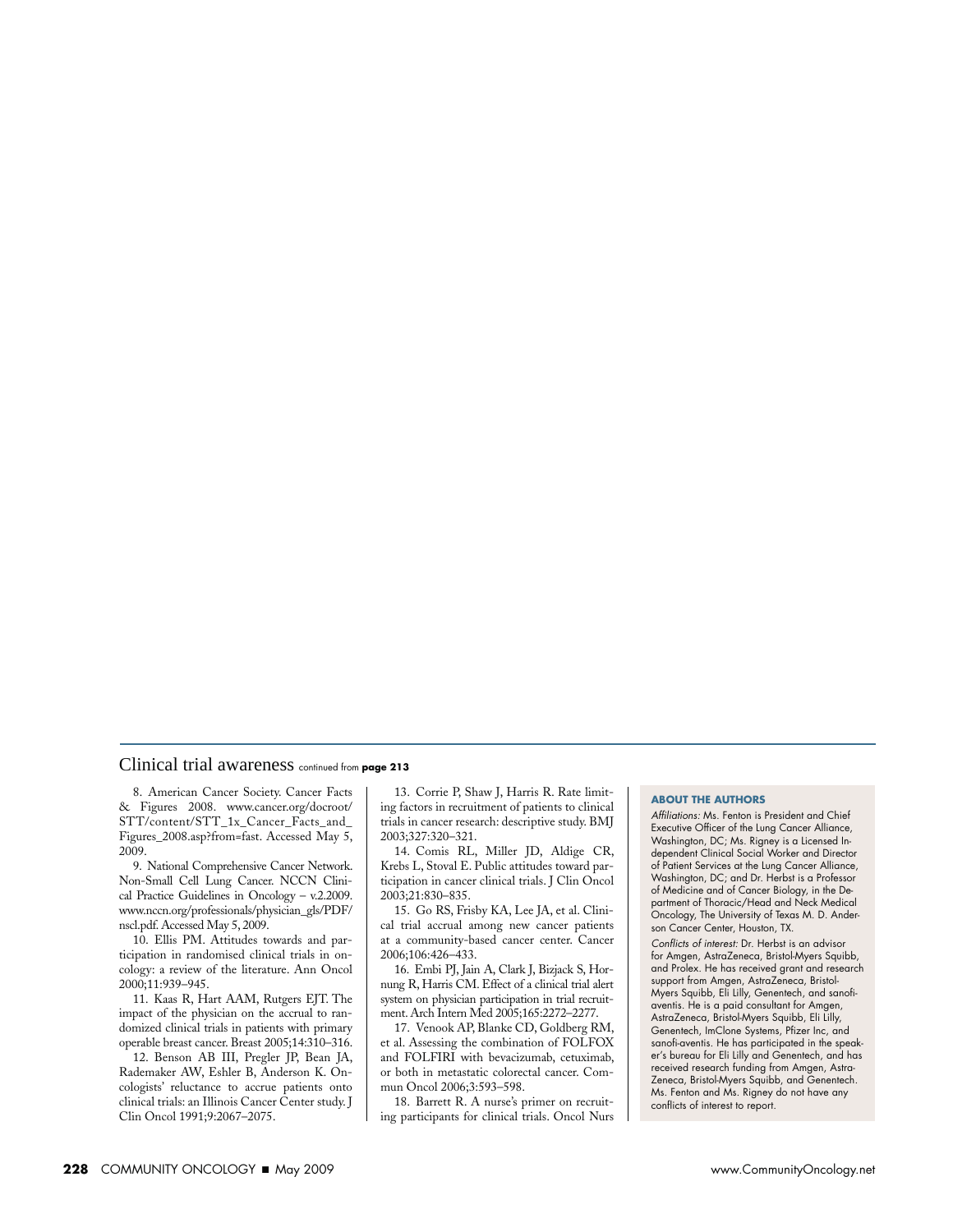## Clinical trial awareness continued from **page 213**

8. American Cancer Society. Cancer Facts & Figures 2008. www.cancer.org/docroot/STT/content/STT_1x_Cancer_Facts_and_Figures_2008.asp?from=fast. Accessed May 5, 2009.

9. National Comprehensive Cancer Network. Non-Small Cell Lung Cancer. NCCN Clinical Practice Guidelines in Oncology – v.2.2009. www.nccn.org/professionals/physician_gls/PDF/nscl.pdf. Accessed May 5, 2009.

10. Ellis PM. Attitudes towards and participation in randomised clinical trials in oncology: a review of the literature. Ann Oncol 2000;11:939–945.

11. Kaas R, Hart AAM, Rutgers EJT. The impact of the physician on the accrual to randomized clinical trials in patients with primary operable breast cancer. Breast 2005;14:310–316.

12. Benson AB III, Pregler JP, Bean JA, Rademaker AW, Eshler B, Anderson K. Oncologists' reluctance to accrue patients onto clinical trials: an Illinois Cancer Center study. J Clin Oncol 1991;9:2067–2075.

13. Corrie P, Shaw J, Harris R. Rate limiting factors in recruitment of patients to clinical trials in cancer research: descriptive study. BMJ 2003;327:320–321.

14. Comis RL, Miller JD, Aldige CR, Krebs L, Stoval E. Public attitudes toward participation in cancer clinical trials. J Clin Oncol 2003;21:830–835.

15. Go RS, Frisby KA, Lee JA, et al. Clinical trial accrual among new cancer patients at a community-based cancer center. Cancer 2006;106:426–433.

16. Embi PJ, Jain A, Clark J, Bizjack S, Hornung R, Harris CM. Effect of a clinical trial alert system on physician participation in trial recruitment. Arch Intern Med 2005;165:2272–2277.

17. Venook AP, Blanke CD, Goldberg RM, et al. Assessing the combination of FOLFOX and FOLFIRI with bevacizumab, cetuximab, or both in metastatic colorectal cancer. Commun Oncol 2006;3:593–598.

18. Barrett R. A nurse's primer on recruiting participants for clinical trials. Oncol Nurs

### ABOUT THE AUTHORS

*Affiliations:* Ms. Fenton is President and Chief Executive Officer of the Lung Cancer Alliance, Washington, DC; Ms. Rigney is a Licensed Independent Clinical Social Worker and Director of Patient Services at the Lung Cancer Alliance, Washington, DC; and Dr. Herbst is a Professor of Medicine and of Cancer Biology, in the Department of Thoracic/Head and Neck Medical Oncology, The University of Texas M. D. Anderson Cancer Center, Houston, TX.

*Conflicts of interest:* Dr. Herbst is an advisor for Amgen, AstraZeneca, Bristol-Myers Squibb, and Prolex. He has received grant and research support from Amgen, AstraZeneca, Bristol-Myers Squibb, Eli Lilly, Genentech, and sanofi-aventis. He is a paid consultant for Amgen, AstraZeneca, Bristol-Myers Squibb, Eli Lilly, Genentech, ImClone Systems, Pfizer Inc, and sanofi-aventis. He has participated in the speaker's bureau for Eli Lilly and Genentech, and has received research funding from Amgen, AstraZeneca, Bristol-Myers Squibb, and Genentech. Ms. Fenton and Ms. Rigney do not have any conflicts of interest to report.